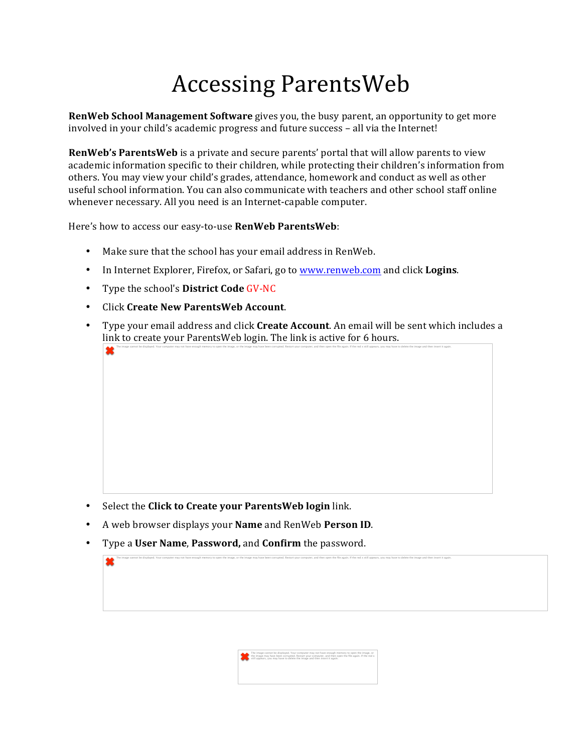# Accessing ParentsWeb

**RenWeb School Management Software** gives you, the busy parent, an opportunity to get more involved in your child's academic progress and future success – all via the Internet!

**RenWeb's ParentsWeb** is a private and secure parents' portal that will allow parents to view academic information specific to their children, while protecting their children's information from others. You may view your child's grades, attendance, homework and conduct as well as other useful school information. You can also communicate with teachers and other school staff online whenever necessary. All you need is an Internet-capable computer.

Here's how to access our easy-to-use **RenWeb ParentsWeb**:

- Make sure that the school has your email address in RenWeb.
- In Internet Explorer, Firefox, or Safari, go to www.renweb.com and click **Logins**.
- Type the school's **District Code** GV-NC
- Click **Create New ParentsWeb Account**.
- Type your email address and click **Create Account**. An email will be sent which includes a link to create your ParentsWeb login. The link is active for 6 hours.
- Select the **Click to Create your ParentsWeb login** link.
- A web browser displays your **Name** and RenWeb **Person ID**.
- Type a **User Name**, **Password,** and **Confirm** the password.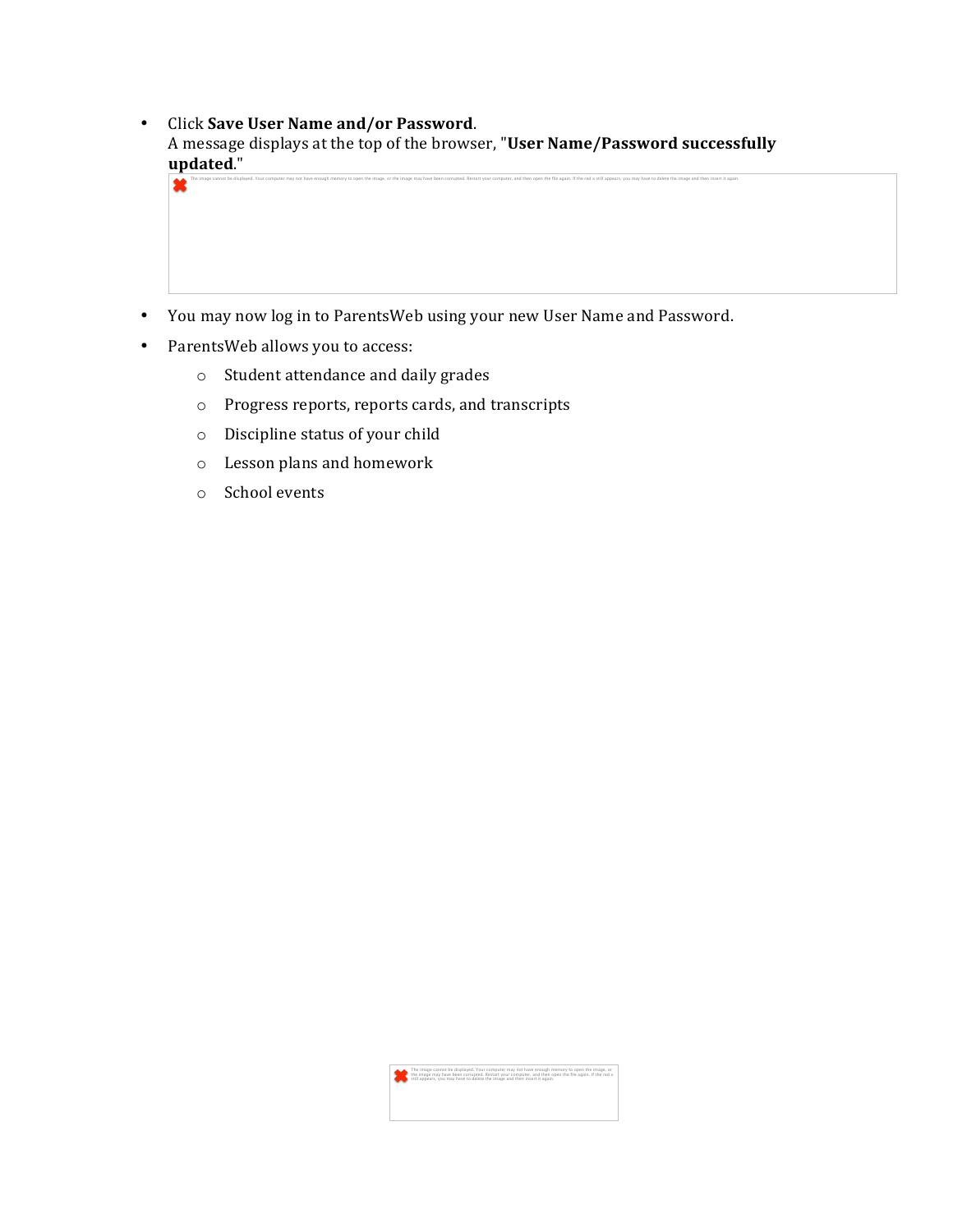- Click **Save User Name and/or Password**.
  A message displays at the top of the browser, "**User Name/Password successfully updated**."

- You may now log in to ParentsWeb using your new User Name and Password.
- ParentsWeb allows you to access:
  - Student attendance and daily grades
  - Progress reports, reports cards, and transcripts
  - Discipline status of your child
  - Lesson plans and homework
  - School events